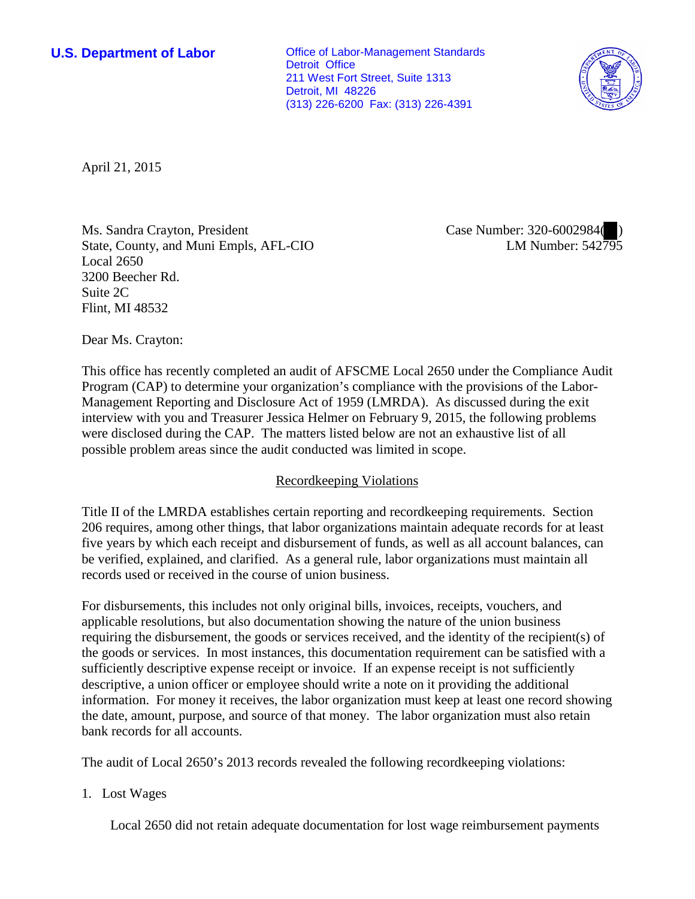**U.S. Department of Labor**

Office of Labor-Management Standards
Detroit Office
211 West Fort Street, Suite 1313
Detroit, MI 48226
(313) 226-6200 Fax: (313) 226-4391

April 21, 2015

Ms. Sandra Crayton, President
State, County, and Muni Empls, AFL-CIO
Local 2650
3200 Beecher Rd.
Suite 2C
Flint, MI 48532

Case Number: 320-6002984( )
LM Number: 542795

Dear Ms. Crayton:

This office has recently completed an audit of AFSCME Local 2650 under the Compliance Audit Program (CAP) to determine your organization's compliance with the provisions of the Labor-Management Reporting and Disclosure Act of 1959 (LMRDA). As discussed during the exit interview with you and Treasurer Jessica Helmer on February 9, 2015, the following problems were disclosed during the CAP. The matters listed below are not an exhaustive list of all possible problem areas since the audit conducted was limited in scope.

## Recordkeeping Violations

Title II of the LMRDA establishes certain reporting and recordkeeping requirements. Section 206 requires, among other things, that labor organizations maintain adequate records for at least five years by which each receipt and disbursement of funds, as well as all account balances, can be verified, explained, and clarified. As a general rule, labor organizations must maintain all records used or received in the course of union business.

For disbursements, this includes not only original bills, invoices, receipts, vouchers, and applicable resolutions, but also documentation showing the nature of the union business requiring the disbursement, the goods or services received, and the identity of the recipient(s) of the goods or services. In most instances, this documentation requirement can be satisfied with a sufficiently descriptive expense receipt or invoice. If an expense receipt is not sufficiently descriptive, a union officer or employee should write a note on it providing the additional information. For money it receives, the labor organization must keep at least one record showing the date, amount, purpose, and source of that money. The labor organization must also retain bank records for all accounts.

The audit of Local 2650's 2013 records revealed the following recordkeeping violations:

1. Lost Wages

   Local 2650 did not retain adequate documentation for lost wage reimbursement payments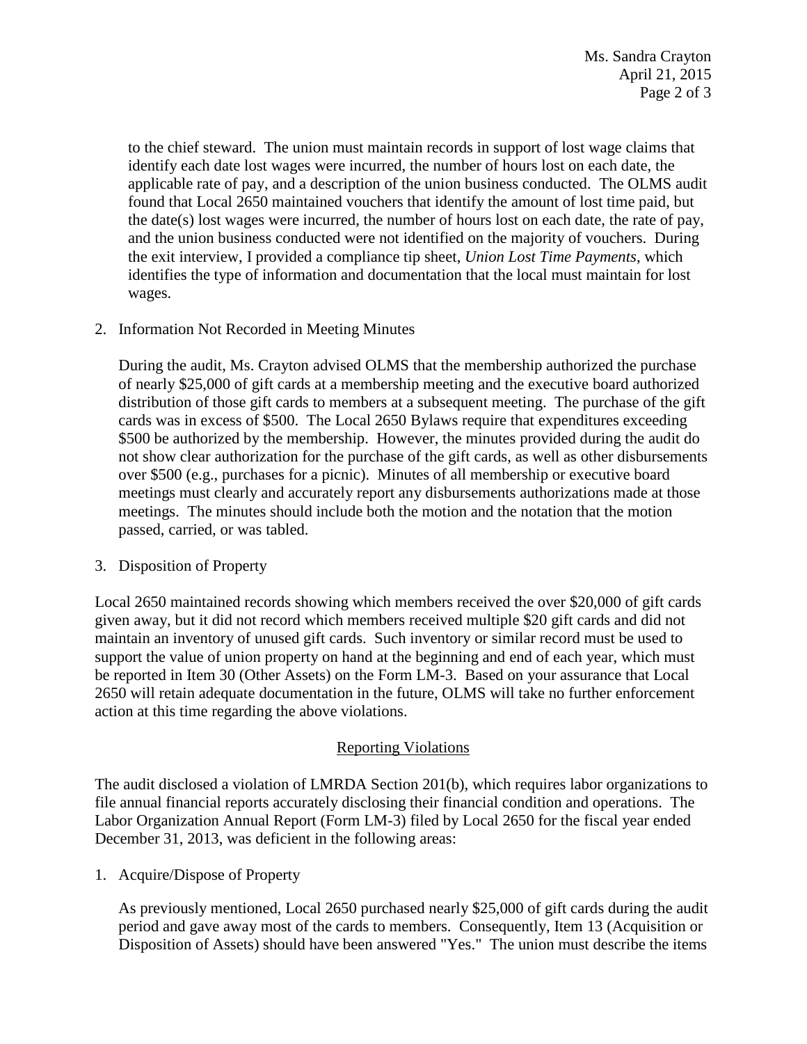to the chief steward. The union must maintain records in support of lost wage claims that identify each date lost wages were incurred, the number of hours lost on each date, the applicable rate of pay, and a description of the union business conducted. The OLMS audit found that Local 2650 maintained vouchers that identify the amount of lost time paid, but the date(s) lost wages were incurred, the number of hours lost on each date, the rate of pay, and the union business conducted were not identified on the majority of vouchers. During the exit interview, I provided a compliance tip sheet, *Union Lost Time Payments*, which identifies the type of information and documentation that the local must maintain for lost wages.

2. Information Not Recorded in Meeting Minutes

   During the audit, Ms. Crayton advised OLMS that the membership authorized the purchase of nearly $25,000 of gift cards at a membership meeting and the executive board authorized distribution of those gift cards to members at a subsequent meeting. The purchase of the gift cards was in excess of $500. The Local 2650 Bylaws require that expenditures exceeding $500 be authorized by the membership. However, the minutes provided during the audit do not show clear authorization for the purchase of the gift cards, as well as other disbursements over $500 (e.g., purchases for a picnic). Minutes of all membership or executive board meetings must clearly and accurately report any disbursements authorizations made at those meetings. The minutes should include both the motion and the notation that the motion passed, carried, or was tabled.

3. Disposition of Property

Local 2650 maintained records showing which members received the over $20,000 of gift cards given away, but it did not record which members received multiple $20 gift cards and did not maintain an inventory of unused gift cards. Such inventory or similar record must be used to support the value of union property on hand at the beginning and end of each year, which must be reported in Item 30 (Other Assets) on the Form LM-3. Based on your assurance that Local 2650 will retain adequate documentation in the future, OLMS will take no further enforcement action at this time regarding the above violations.

## Reporting Violations

The audit disclosed a violation of LMRDA Section 201(b), which requires labor organizations to file annual financial reports accurately disclosing their financial condition and operations. The Labor Organization Annual Report (Form LM-3) filed by Local 2650 for the fiscal year ended December 31, 2013, was deficient in the following areas:

1. Acquire/Dispose of Property

   As previously mentioned, Local 2650 purchased nearly $25,000 of gift cards during the audit period and gave away most of the cards to members. Consequently, Item 13 (Acquisition or Disposition of Assets) should have been answered "Yes." The union must describe the items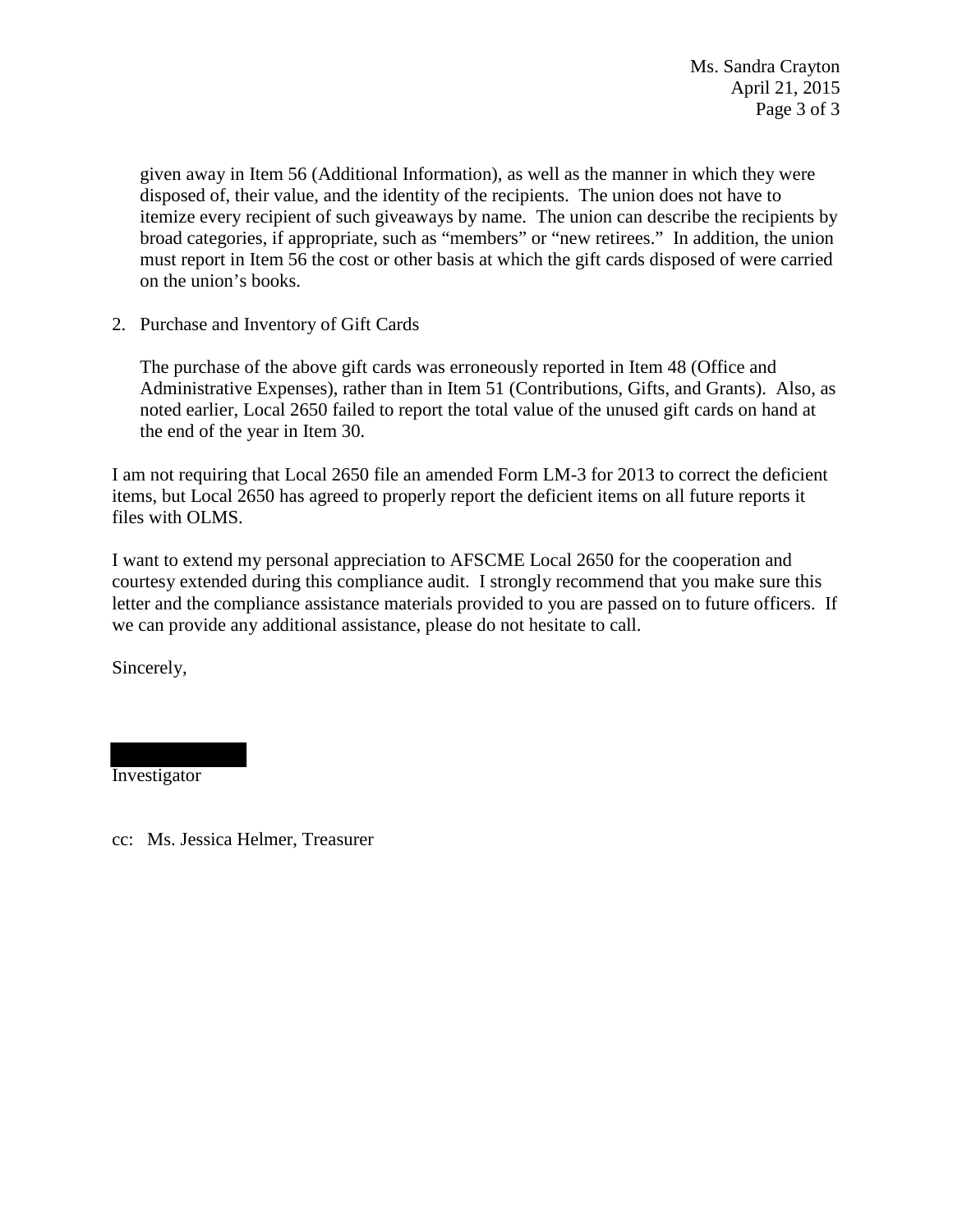given away in Item 56 (Additional Information), as well as the manner in which they were disposed of, their value, and the identity of the recipients. The union does not have to itemize every recipient of such giveaways by name. The union can describe the recipients by broad categories, if appropriate, such as "members" or "new retirees." In addition, the union must report in Item 56 the cost or other basis at which the gift cards disposed of were carried on the union's books.

2. Purchase and Inventory of Gift Cards

   The purchase of the above gift cards was erroneously reported in Item 48 (Office and Administrative Expenses), rather than in Item 51 (Contributions, Gifts, and Grants). Also, as noted earlier, Local 2650 failed to report the total value of the unused gift cards on hand at the end of the year in Item 30.

I am not requiring that Local 2650 file an amended Form LM-3 for 2013 to correct the deficient items, but Local 2650 has agreed to properly report the deficient items on all future reports it files with OLMS.

I want to extend my personal appreciation to AFSCME Local 2650 for the cooperation and courtesy extended during this compliance audit. I strongly recommend that you make sure this letter and the compliance assistance materials provided to you are passed on to future officers. If we can provide any additional assistance, please do not hesitate to call.

Sincerely,

Investigator

cc: Ms. Jessica Helmer, Treasurer